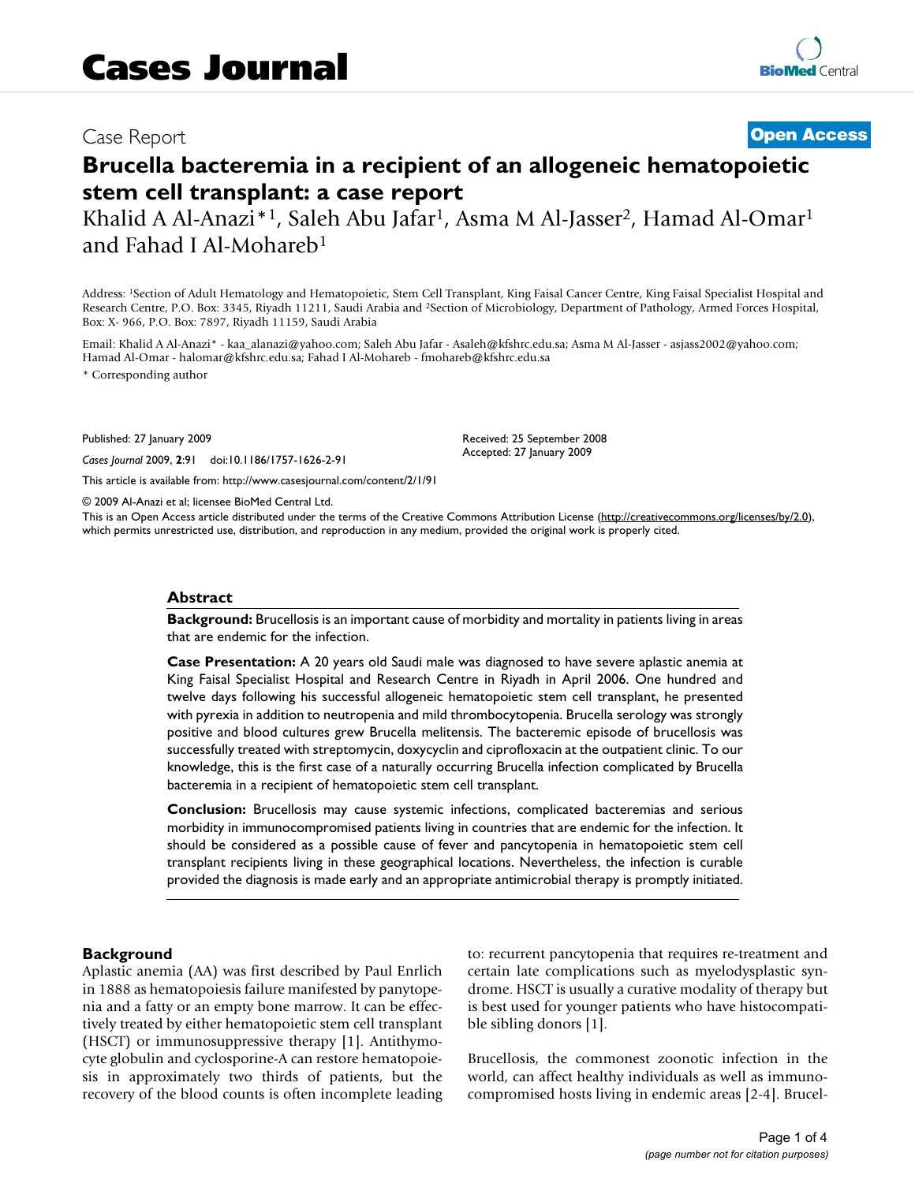# Cases Journal

Case Report **Open Access**

# Brucella bacteremia in a recipient of an allogeneic hematopoietic stem cell transplant: a case report

Khalid A Al-Anazi*[1], Saleh Abu Jafar[1], Asma M Al-Jasser[2], Hamad Al-Omar[1] and Fahad I Al-Mohareb[1]

Address: [1]Section of Adult Hematology and Hematopoietic, Stem Cell Transplant, King Faisal Cancer Centre, King Faisal Specialist Hospital and Research Centre, P.O. Box: 3345, Riyadh 11211, Saudi Arabia and [2]Section of Microbiology, Department of Pathology, Armed Forces Hospital, Box: X- 966, P.O. Box: 7897, Riyadh 11159, Saudi Arabia

Email: Khalid A Al-Anazi* - kaa_alanazi@yahoo.com; Saleh Abu Jafar - Asaleh@kfshrc.edu.sa; Asma M Al-Jasser - asjass2002@yahoo.com; Hamad Al-Omar - halomar@kfshrc.edu.sa; Fahad I Al-Mohareb - fmohareb@kfshrc.edu.sa

* Corresponding author

Published: 27 January 2009

*Cases Journal* 2009, **2**:91 doi:10.1186/1757-1626-2-91

Received: 25 September 2008
Accepted: 27 January 2009

This article is available from: http://www.casesjournal.com/content/2/1/91

© 2009 Al-Anazi et al; licensee BioMed Central Ltd.

This is an Open Access article distributed under the terms of the Creative Commons Attribution License (http://creativecommons.org/licenses/by/2.0), which permits unrestricted use, distribution, and reproduction in any medium, provided the original work is properly cited.

## Abstract

**Background:** Brucellosis is an important cause of morbidity and mortality in patients living in areas that are endemic for the infection.

**Case Presentation:** A 20 years old Saudi male was diagnosed to have severe aplastic anemia at King Faisal Specialist Hospital and Research Centre in Riyadh in April 2006. One hundred and twelve days following his successful allogeneic hematopoietic stem cell transplant, he presented with pyrexia in addition to neutropenia and mild thrombocytopenia. Brucella serology was strongly positive and blood cultures grew Brucella melitensis. The bacteremic episode of brucellosis was successfully treated with streptomycin, doxycyclin and ciprofloxacin at the outpatient clinic. To our knowledge, this is the first case of a naturally occurring Brucella infection complicated by Brucella bacteremia in a recipient of hematopoietic stem cell transplant.

**Conclusion:** Brucellosis may cause systemic infections, complicated bacteremias and serious morbidity in immunocompromised patients living in countries that are endemic for the infection. It should be considered as a possible cause of fever and pancytopenia in hematopoietic stem cell transplant recipients living in these geographical locations. Nevertheless, the infection is curable provided the diagnosis is made early and an appropriate antimicrobial therapy is promptly initiated.

## Background

Aplastic anemia (AA) was first described by Paul Enrlich in 1888 as hematopoiesis failure manifested by panytopenia and a fatty or an empty bone marrow. It can be effectively treated by either hematopoietic stem cell transplant (HSCT) or immunosuppressive therapy [1]. Antithymocyte globulin and cyclosporine-A can restore hematopoiesis in approximately two thirds of patients, but the recovery of the blood counts is often incomplete leading to: recurrent pancytopenia that requires re-treatment and certain late complications such as myelodysplastic syndrome. HSCT is usually a curative modality of therapy but is best used for younger patients who have histocompatible sibling donors [1].

Brucellosis, the commonest zoonotic infection in the world, can affect healthy individuals as well as immunocompromised hosts living in endemic areas [2-4]. Brucel-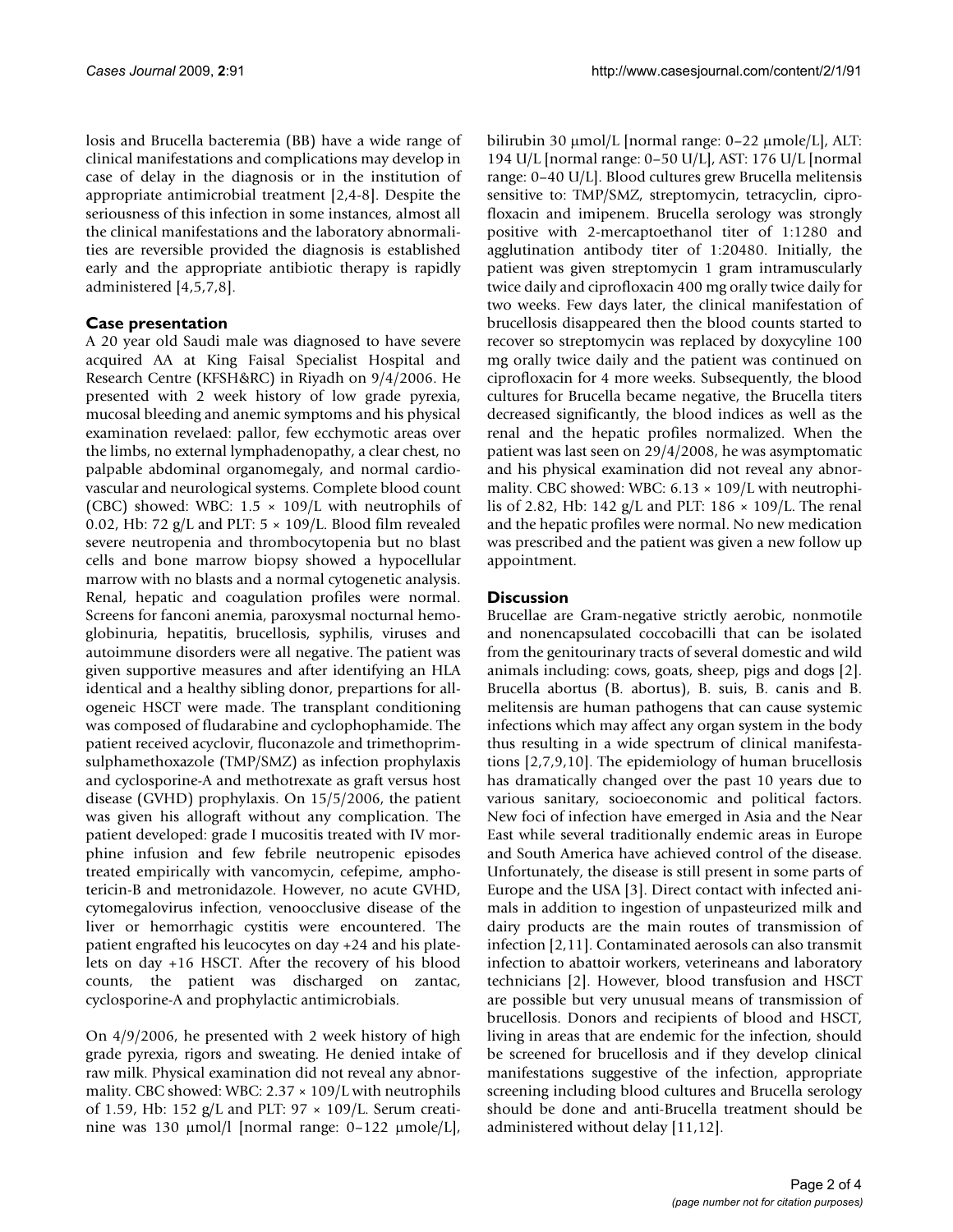losis and Brucella bacteremia (BB) have a wide range of clinical manifestations and complications may develop in case of delay in the diagnosis or in the institution of appropriate antimicrobial treatment [2,4-8]. Despite the seriousness of this infection in some instances, almost all the clinical manifestations and the laboratory abnormalities are reversible provided the diagnosis is established early and the appropriate antibiotic therapy is rapidly administered [4,5,7,8].

## Case presentation

A 20 year old Saudi male was diagnosed to have severe acquired AA at King Faisal Specialist Hospital and Research Centre (KFSH&RC) in Riyadh on 9/4/2006. He presented with 2 week history of low grade pyrexia, mucosal bleeding and anemic symptoms and his physical examination revelaed: pallor, few ecchymotic areas over the limbs, no external lymphadenopathy, a clear chest, no palpable abdominal organomegaly, and normal cardiovascular and neurological systems. Complete blood count (CBC) showed: WBC: 1.5 × 109/L with neutrophils of 0.02, Hb: 72 g/L and PLT: 5 × 109/L. Blood film revealed severe neutropenia and thrombocytopenia but no blast cells and bone marrow biopsy showed a hypocellular marrow with no blasts and a normal cytogenetic analysis. Renal, hepatic and coagulation profiles were normal. Screens for fanconi anemia, paroxysmal nocturnal hemoglobinuria, hepatitis, brucellosis, syphilis, viruses and autoimmune disorders were all negative. The patient was given supportive measures and after identifying an HLA identical and a healthy sibling donor, prepartions for allogeneic HSCT were made. The transplant conditioning was composed of fludarabine and cyclophophamide. The patient received acyclovir, fluconazole and trimethoprimsulphamethoxazole (TMP/SMZ) as infection prophylaxis and cyclosporine-A and methotrexate as graft versus host disease (GVHD) prophylaxis. On 15/5/2006, the patient was given his allograft without any complication. The patient developed: grade I mucositis treated with IV morphine infusion and few febrile neutropenic episodes treated empirically with vancomycin, cefepime, amphotericin-B and metronidazole. However, no acute GVHD, cytomegalovirus infection, venoocclusive disease of the liver or hemorrhagic cystitis were encountered. The patient engrafted his leucocytes on day +24 and his platelets on day +16 HSCT. After the recovery of his blood counts, the patient was discharged on zantac, cyclosporine-A and prophylactic antimicrobials.

On 4/9/2006, he presented with 2 week history of high grade pyrexia, rigors and sweating. He denied intake of raw milk. Physical examination did not reveal any abnormality. CBC showed: WBC: 2.37 × 109/L with neutrophils of 1.59, Hb: 152 g/L and PLT: 97 × 109/L. Serum creatinine was 130 μmol/l [normal range: 0–122 μmole/L], bilirubin 30 μmol/L [normal range: 0–22 μmole/L], ALT: 194 U/L [normal range: 0–50 U/L], AST: 176 U/L [normal range: 0–40 U/L]. Blood cultures grew Brucella melitensis sensitive to: TMP/SMZ, streptomycin, tetracyclin, ciprofloxacin and imipenem. Brucella serology was strongly positive with 2-mercaptoethanol titer of 1:1280 and agglutination antibody titer of 1:20480. Initially, the patient was given streptomycin 1 gram intramuscularly twice daily and ciprofloxacin 400 mg orally twice daily for two weeks. Few days later, the clinical manifestation of brucellosis disappeared then the blood counts started to recover so streptomycin was replaced by doxycyline 100 mg orally twice daily and the patient was continued on ciprofloxacin for 4 more weeks. Subsequently, the blood cultures for Brucella became negative, the Brucella titers decreased significantly, the blood indices as well as the renal and the hepatic profiles normalized. When the patient was last seen on 29/4/2008, he was asymptomatic and his physical examination did not reveal any abnormality. CBC showed: WBC: 6.13 × 109/L with neutrophilis of 2.82, Hb: 142 g/L and PLT: 186 × 109/L. The renal and the hepatic profiles were normal. No new medication was prescribed and the patient was given a new follow up appointment.

## Discussion

Brucellae are Gram-negative strictly aerobic, nonmotile and nonencapsulated coccobacilli that can be isolated from the genitourinary tracts of several domestic and wild animals including: cows, goats, sheep, pigs and dogs [2]. Brucella abortus (B. abortus), B. suis, B. canis and B. melitensis are human pathogens that can cause systemic infections which may affect any organ system in the body thus resulting in a wide spectrum of clinical manifestations [2,7,9,10]. The epidemiology of human brucellosis has dramatically changed over the past 10 years due to various sanitary, socioeconomic and political factors. New foci of infection have emerged in Asia and the Near East while several traditionally endemic areas in Europe and South America have achieved control of the disease. Unfortunately, the disease is still present in some parts of Europe and the USA [3]. Direct contact with infected animals in addition to ingestion of unpasteurized milk and dairy products are the main routes of transmission of infection [2,11]. Contaminated aerosols can also transmit infection to abattoir workers, veterineans and laboratory technicians [2]. However, blood transfusion and HSCT are possible but very unusual means of transmission of brucellosis. Donors and recipients of blood and HSCT, living in areas that are endemic for the infection, should be screened for brucellosis and if they develop clinical manifestations suggestive of the infection, appropriate screening including blood cultures and Brucella serology should be done and anti-Brucella treatment should be administered without delay [11,12].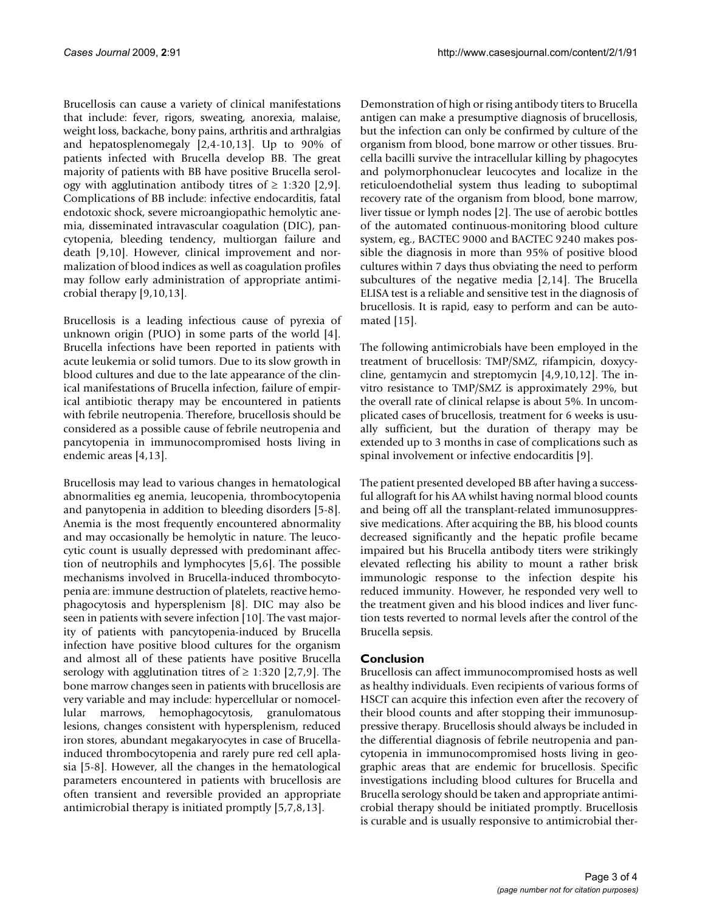Brucellosis can cause a variety of clinical manifestations that include: fever, rigors, sweating, anorexia, malaise, weight loss, backache, bony pains, arthritis and arthralgias and hepatosplenomegaly [2,4-10,13]. Up to 90% of patients infected with Brucella develop BB. The great majority of patients with BB have positive Brucella serology with agglutination antibody titres of ≥ 1:320 [2,9]. Complications of BB include: infective endocarditis, fatal endotoxic shock, severe microangiopathic hemolytic anemia, disseminated intravascular coagulation (DIC), pancytopenia, bleeding tendency, multiorgan failure and death [9,10]. However, clinical improvement and normalization of blood indices as well as coagulation profiles may follow early administration of appropriate antimicrobial therapy [9,10,13].

Brucellosis is a leading infectious cause of pyrexia of unknown origin (PUO) in some parts of the world [4]. Brucella infections have been reported in patients with acute leukemia or solid tumors. Due to its slow growth in blood cultures and due to the late appearance of the clinical manifestations of Brucella infection, failure of empirical antibiotic therapy may be encountered in patients with febrile neutropenia. Therefore, brucellosis should be considered as a possible cause of febrile neutropenia and pancytopenia in immunocompromised hosts living in endemic areas [4,13].

Brucellosis may lead to various changes in hematological abnormalities eg anemia, leucopenia, thrombocytopenia and panytopenia in addition to bleeding disorders [5-8]. Anemia is the most frequently encountered abnormality and may occasionally be hemolytic in nature. The leucocytic count is usually depressed with predominant affection of neutrophils and lymphocytes [5,6]. The possible mechanisms involved in Brucella-induced thrombocytopenia are: immune destruction of platelets, reactive hemophagocytosis and hypersplenism [8]. DIC may also be seen in patients with severe infection [10]. The vast majority of patients with pancytopenia-induced by Brucella infection have positive blood cultures for the organism and almost all of these patients have positive Brucella serology with agglutination titres of ≥ 1:320 [2,7,9]. The bone marrow changes seen in patients with brucellosis are very variable and may include: hypercellular or nomocellular marrows, hemophagocytosis, granulomatous lesions, changes consistent with hypersplenism, reduced iron stores, abundant megakaryocytes in case of Brucella-induced thrombocytopenia and rarely pure red cell aplasia [5-8]. However, all the changes in the hematological parameters encountered in patients with brucellosis are often transient and reversible provided an appropriate antimicrobial therapy is initiated promptly [5,7,8,13].

Demonstration of high or rising antibody titers to Brucella antigen can make a presumptive diagnosis of brucellosis, but the infection can only be confirmed by culture of the organism from blood, bone marrow or other tissues. Brucella bacilli survive the intracellular killing by phagocytes and polymorphonuclear leucocytes and localize in the reticuloendothelial system thus leading to suboptimal recovery rate of the organism from blood, bone marrow, liver tissue or lymph nodes [2]. The use of aerobic bottles of the automated continuous-monitoring blood culture system, eg., BACTEC 9000 and BACTEC 9240 makes possible the diagnosis in more than 95% of positive blood cultures within 7 days thus obviating the need to perform subcultures of the negative media [2,14]. The Brucella ELISA test is a reliable and sensitive test in the diagnosis of brucellosis. It is rapid, easy to perform and can be automated [15].

The following antimicrobials have been employed in the treatment of brucellosis: TMP/SMZ, rifampicin, doxycycline, gentamycin and streptomycin [4,9,10,12]. The in-vitro resistance to TMP/SMZ is approximately 29%, but the overall rate of clinical relapse is about 5%. In uncomplicated cases of brucellosis, treatment for 6 weeks is usually sufficient, but the duration of therapy may be extended up to 3 months in case of complications such as spinal involvement or infective endocarditis [9].

The patient presented developed BB after having a successful allograft for his AA whilst having normal blood counts and being off all the transplant-related immunosuppressive medications. After acquiring the BB, his blood counts decreased significantly and the hepatic profile became impaired but his Brucella antibody titers were strikingly elevated reflecting his ability to mount a rather brisk immunologic response to the infection despite his reduced immunity. However, he responded very well to the treatment given and his blood indices and liver function tests reverted to normal levels after the control of the Brucella sepsis.

## Conclusion

Brucellosis can affect immunocompromised hosts as well as healthy individuals. Even recipients of various forms of HSCT can acquire this infection even after the recovery of their blood counts and after stopping their immunosuppressive therapy. Brucellosis should always be included in the differential diagnosis of febrile neutropenia and pancytopenia in immunocompromised hosts living in geographic areas that are endemic for brucellosis. Specific investigations including blood cultures for Brucella and Brucella serology should be taken and appropriate antimicrobial therapy should be initiated promptly. Brucellosis is curable and is usually responsive to antimicrobial ther-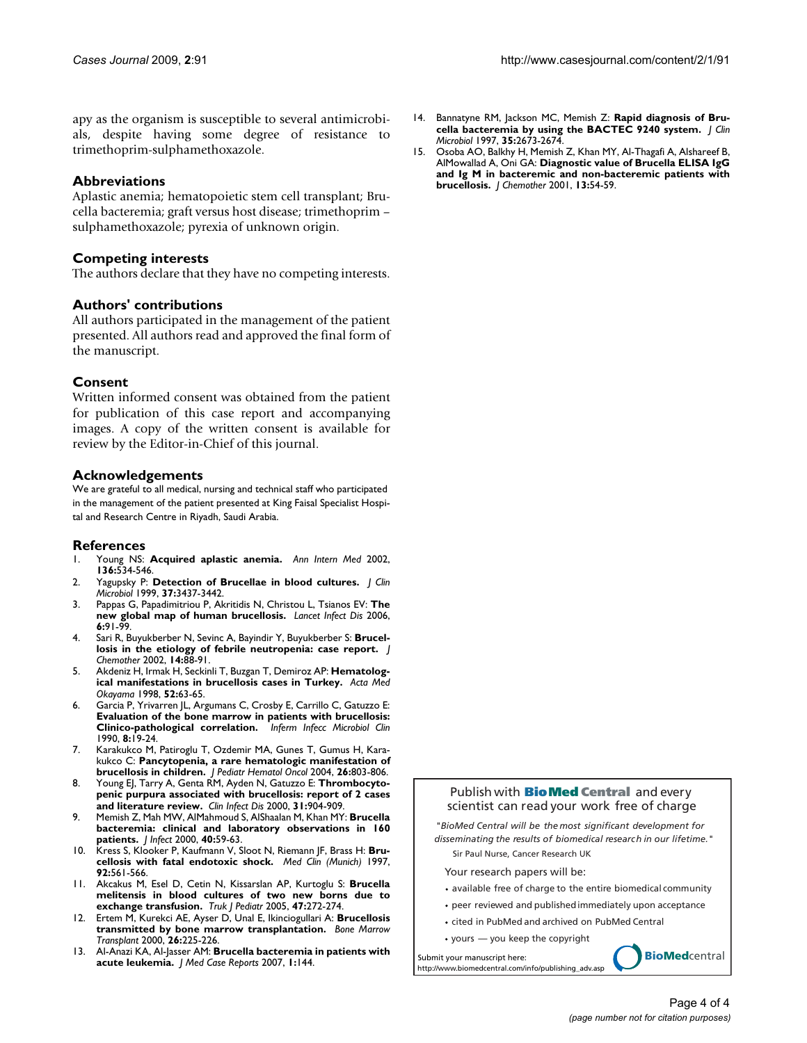apy as the organism is susceptible to several antimicrobials, despite having some degree of resistance to trimethoprim-sulphamethoxazole.

## Abbreviations

Aplastic anemia; hematopoietic stem cell transplant; Brucella bacteremia; graft versus host disease; trimethoprim – sulphamethoxazole; pyrexia of unknown origin.

## Competing interests

The authors declare that they have no competing interests.

## Authors' contributions

All authors participated in the management of the patient presented. All authors read and approved the final form of the manuscript.

## Consent

Written informed consent was obtained from the patient for publication of this case report and accompanying images. A copy of the written consent is available for review by the Editor-in-Chief of this journal.

## Acknowledgements

We are grateful to all medical, nursing and technical staff who participated in the management of the patient presented at King Faisal Specialist Hospital and Research Centre in Riyadh, Saudi Arabia.

## References

1. Young NS: **Acquired aplastic anemia.** *Ann Intern Med* 2002, **136:**534-546.
2. Yagupsky P: **Detection of Brucellae in blood cultures.** *J Clin Microbiol* 1999, **37:**3437-3442.
3. Pappas G, Papadimitriou P, Akritidis N, Christou L, Tsianos EV: **The new global map of human brucellosis.** *Lancet Infect Dis* 2006, **6:**91-99.
4. Sari R, Buyukberber N, Sevinc A, Bayindir Y, Buyukberber S: **Brucellosis in the etiology of febrile neutropenia: case report.** *J Chemother* 2002, **14:**88-91.
5. Akdeniz H, Irmak H, Seckinli T, Buzgan T, Demiroz AP: **Hematological manifestations in brucellosis cases in Turkey.** *Acta Med Okayama* 1998, **52:**63-65.
6. Garcia P, Yrivarren JL, Argumans C, Crosby E, Carrillo C, Gatuzzo E: **Evaluation of the bone marrow in patients with brucellosis: Clinico-pathological correlation.** *Inferm Infecc Microbiol Clin* 1990, **8:**19-24.
7. Karakukco M, Patiroglu T, Ozdemir MA, Gunes T, Gumus H, Karakukco C: **Pancytopenia, a rare hematologic manifestation of brucellosis in children.** *J Pediatr Hematol Oncol* 2004, **26:**803-806.
8. Young EJ, Tarry A, Genta RM, Ayden N, Gatuzzo E: **Thrombocytopenic purpura associated with brucellosis: report of 2 cases and literature review.** *Clin Infect Dis* 2000, **31:**904-909.
9. Memish Z, Mah MW, AlMahmoud S, AlShaalan M, Khan MY: **Brucella bacteremia: clinical and laboratory observations in 160 patients.** *J Infect* 2000, **40:**59-63.
10. Kress S, Klooker P, Kaufmann V, Sloot N, Riemann JF, Brass H: **Brucellosis with fatal endotoxic shock.** *Med Clin (Munich)* 1997, **92:**561-566.
11. Akcakus M, Esel D, Cetin N, Kissarslan AP, Kurtoglu S: **Brucella melitensis in blood cultures of two new borns due to exchange transfusion.** *Truk J Pediatr* 2005, **47:**272-274.
12. Ertem M, Kurekci AE, Ayser D, Unal E, Ikinciogullari A: **Brucellosis transmitted by bone marrow transplantation.** *Bone Marrow Transplant* 2000, **26:**225-226.
13. Al-Anazi KA, Al-Jasser AM: **Brucella bacteremia in patients with acute leukemia.** *J Med Case Reports* 2007, **1:**144.
14. Bannatyne RM, Jackson MC, Memish Z: **Rapid diagnosis of Brucella bacteremia by using the BACTEC 9240 system.** *J Clin Microbiol* 1997, **35:**2673-2674.
15. Osoba AO, Balkhy H, Memish Z, Khan MY, Al-Thagafi A, Alshareef B, AlMowallad A, Oni GA: **Diagnostic value of Brucella ELISA IgG and Ig M in bacteremic and non-bacteremic patients with brucellosis.** *J Chemother* 2001, **13:**54-59.